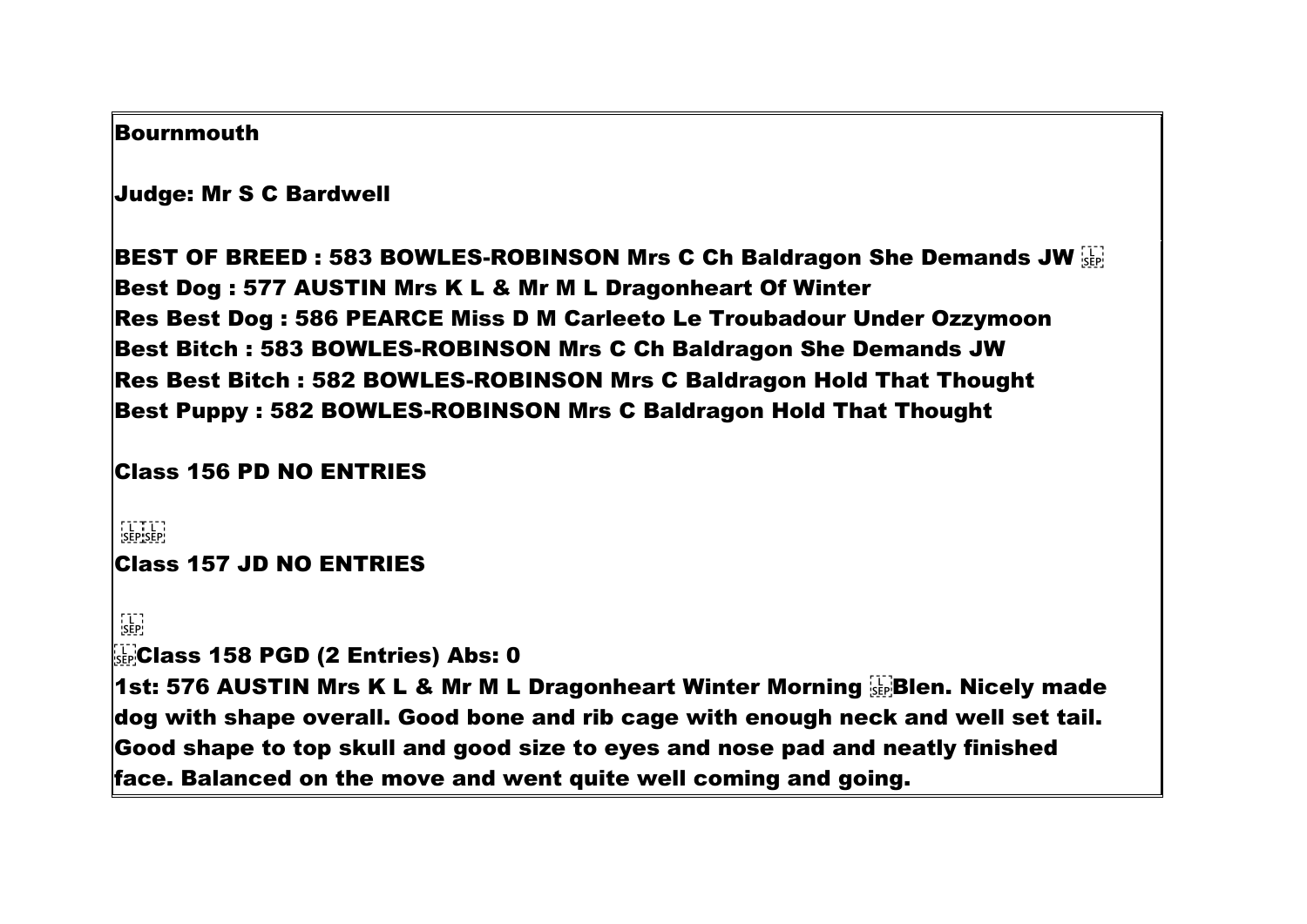**Bournmouth**

**Judge: Mr S C Bardwell**

**BEST OF BREED : 583 BOWLES-ROBINSON Mrs C Ch Baldragon She Demands JW**
**Best Dog : 577 AUSTIN Mrs K L & Mr M L Dragonheart Of Winter**
**Res Best Dog : 586 PEARCE Miss D M Carleeto Le Troubadour Under Ozzymoon**
**Best Bitch : 583 BOWLES-ROBINSON Mrs C Ch Baldragon She Demands JW**
**Res Best Bitch : 582 BOWLES-ROBINSON Mrs C Baldragon Hold That Thought**
**Best Puppy : 582 BOWLES-ROBINSON Mrs C Baldragon Hold That Thought**

**Class 156 PD NO ENTRIES**

**Class 157 JD NO ENTRIES**

**Class 158 PGD (2 Entries) Abs: 0**

**1st: 576 AUSTIN Mrs K L & Mr M L Dragonheart Winter Morning Blen. Nicely made dog with shape overall. Good bone and rib cage with enough neck and well set tail. Good shape to top skull and good size to eyes and nose pad and neatly finished face. Balanced on the move and went quite well coming and going.**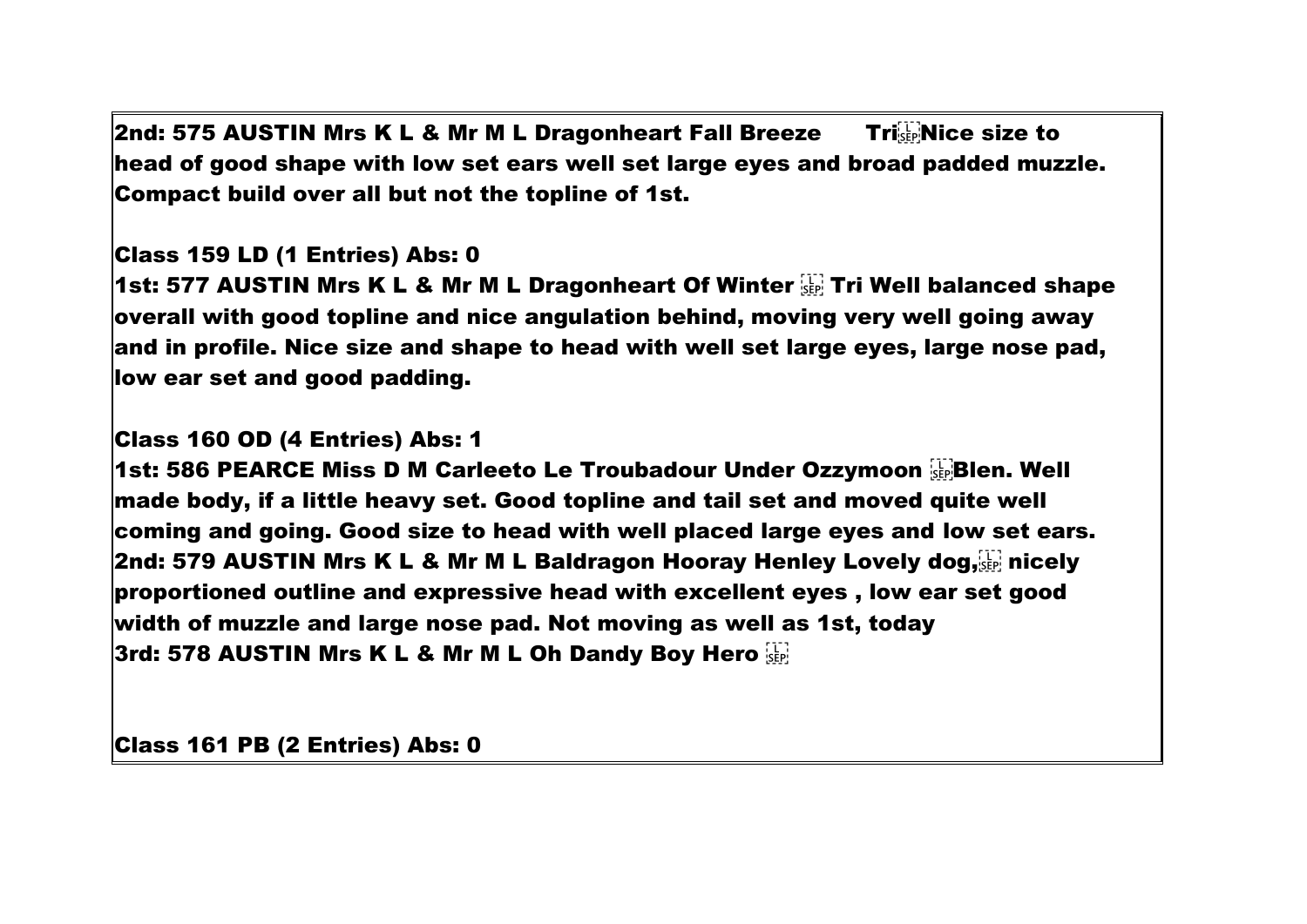**2nd: 575 AUSTIN Mrs K L & Mr M L Dragonheart Fall Breeze Tri Nice size to head of good shape with low set ears well set large eyes and broad padded muzzle. Compact build over all but not the topline of 1st.**

**Class 159 LD (1 Entries) Abs: 0**

**1st: 577 AUSTIN Mrs K L & Mr M L Dragonheart Of Winter Tri Well balanced shape overall with good topline and nice angulation behind, moving very well going away and in profile. Nice size and shape to head with well set large eyes, large nose pad, low ear set and good padding.**

**Class 160 OD (4 Entries) Abs: 1**

**1st: 586 PEARCE Miss D M Carleeto Le Troubadour Under Ozzymoon Blen. Well made body, if a little heavy set. Good topline and tail set and moved quite well coming and going. Good size to head with well placed large eyes and low set ears.**

**2nd: 579 AUSTIN Mrs K L & Mr M L Baldragon Hooray Henley Lovely dog, nicely proportioned outline and expressive head with excellent eyes , low ear set good width of muzzle and large nose pad. Not moving as well as 1st, today**

**3rd: 578 AUSTIN Mrs K L & Mr M L Oh Dandy Boy Hero**

**Class 161 PB (2 Entries) Abs: 0**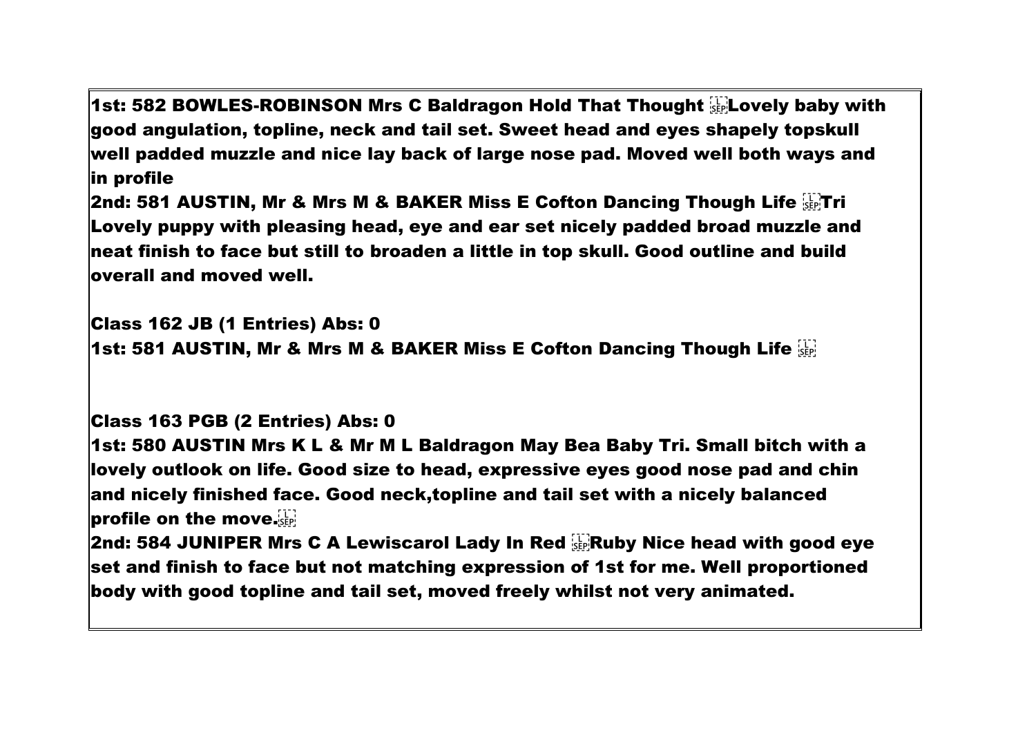**1st: 582 BOWLES-ROBINSON Mrs C Baldragon Hold That Thought Lovely baby with good angulation, topline, neck and tail set. Sweet head and eyes shapely topskull well padded muzzle and nice lay back of large nose pad. Moved well both ways and in profile**

**2nd: 581 AUSTIN, Mr & Mrs M & BAKER Miss E Cofton Dancing Though Life Tri Lovely puppy with pleasing head, eye and ear set nicely padded broad muzzle and neat finish to face but still to broaden a little in top skull. Good outline and build overall and moved well.**

**Class 162 JB (1 Entries) Abs: 0**

**1st: 581 AUSTIN, Mr & Mrs M & BAKER Miss E Cofton Dancing Though Life**

**Class 163 PGB (2 Entries) Abs: 0**

**1st: 580 AUSTIN Mrs K L & Mr M L Baldragon May Bea Baby Tri. Small bitch with a lovely outlook on life. Good size to head, expressive eyes good nose pad and chin and nicely finished face. Good neck,topline and tail set with a nicely balanced profile on the move.**

**2nd: 584 JUNIPER Mrs C A Lewiscarol Lady In Red Ruby Nice head with good eye set and finish to face but not matching expression of 1st for me. Well proportioned body with good topline and tail set, moved freely whilst not very animated.**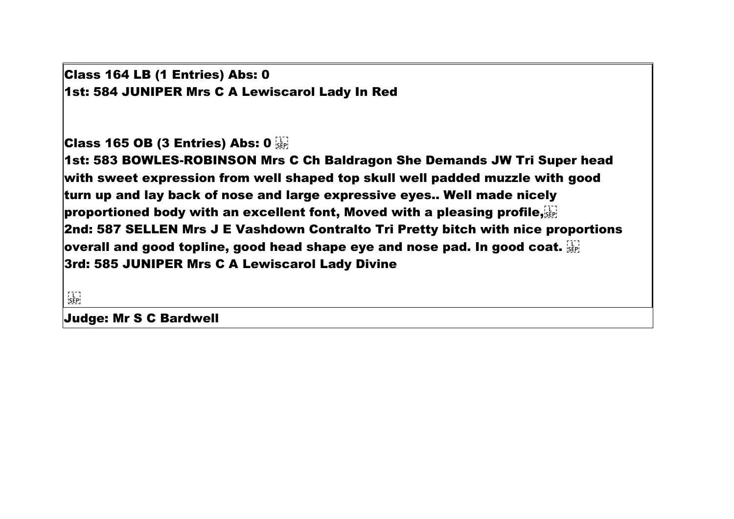**Class 164 LB (1 Entries) Abs: 0**
**1st: 584 JUNIPER Mrs C A Lewiscarol Lady In Red**

**Class 165 OB (3 Entries) Abs: 0**
**1st: 583 BOWLES-ROBINSON Mrs C Ch Baldragon She Demands JW Tri Super head with sweet expression from well shaped top skull well padded muzzle with good turn up and lay back of nose and large expressive eyes.. Well made nicely proportioned body with an excellent font, Moved with a pleasing profile,**
**2nd: 587 SELLEN Mrs J E Vashdown Contralto Tri Pretty bitch with nice proportions overall and good topline, good head shape eye and nose pad. In good coat.**
**3rd: 585 JUNIPER Mrs C A Lewiscarol Lady Divine**

**Judge: Mr S C Bardwell**